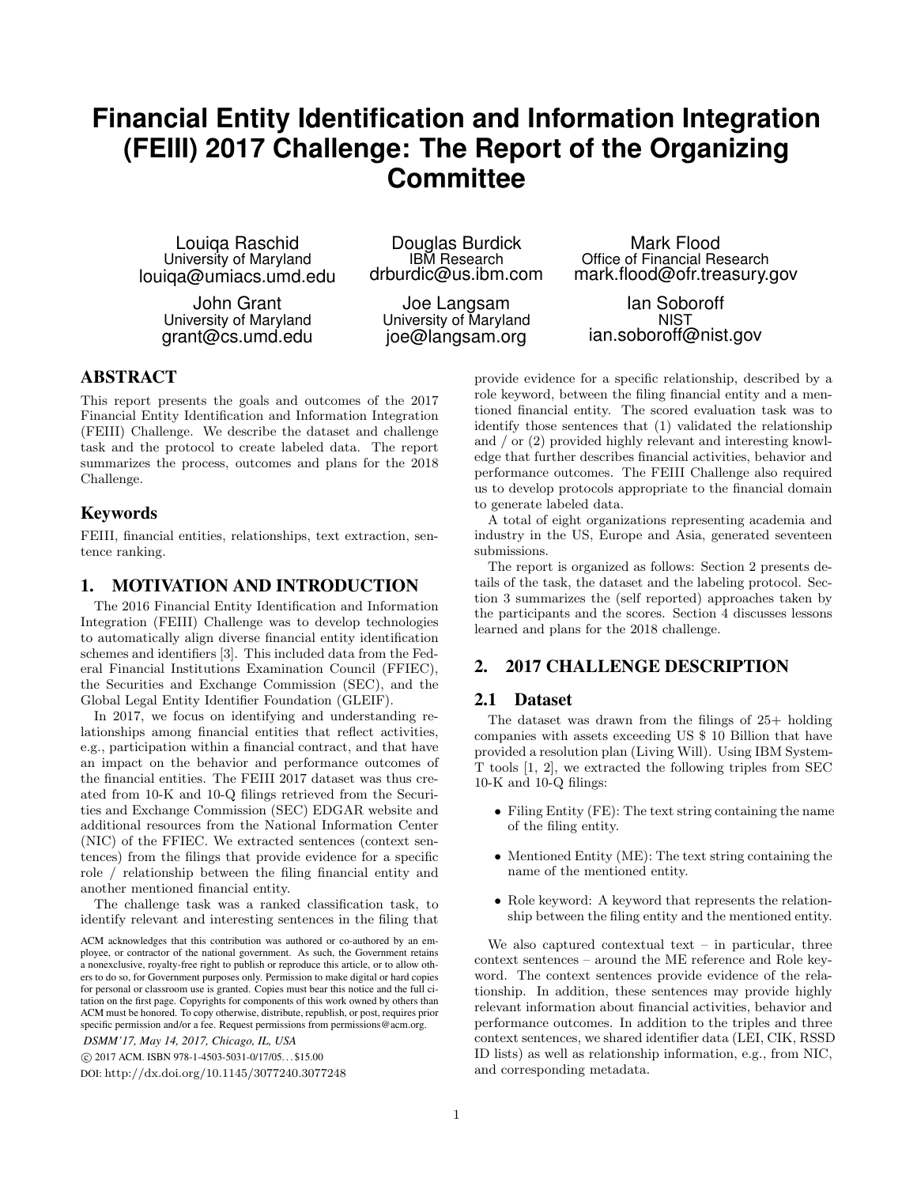# Financial Entity Identification and Information Integration (FEIII) 2017 Challenge: The Report of the Organizing Committee

Louiqa Raschid
University of Maryland
louiqa@umiacs.umd.edu

Douglas Burdick
IBM Research
drburdic@us.ibm.com

Mark Flood
Office of Financial Research
mark.flood@ofr.treasury.gov

John Grant
University of Maryland
grant@cs.umd.edu

Joe Langsam
University of Maryland
joe@langsam.org

Ian Soboroff
NIST
ian.soboroff@nist.gov

## ABSTRACT

This report presents the goals and outcomes of the 2017 Financial Entity Identification and Information Integration (FEIII) Challenge. We describe the dataset and challenge task and the protocol to create labeled data. The report summarizes the process, outcomes and plans for the 2018 Challenge.

## Keywords

FEIII, financial entities, relationships, text extraction, sentence ranking.

## 1. MOTIVATION AND INTRODUCTION

The 2016 Financial Entity Identification and Information Integration (FEIII) Challenge was to develop technologies to automatically align diverse financial entity identification schemes and identifiers [3]. This included data from the Federal Financial Institutions Examination Council (FFIEC), the Securities and Exchange Commission (SEC), and the Global Legal Entity Identifier Foundation (GLEIF).

In 2017, we focus on identifying and understanding relationships among financial entities that reflect activities, e.g., participation within a financial contract, and that have an impact on the behavior and performance outcomes of the financial entities. The FEIII 2017 dataset was thus created from 10-K and 10-Q filings retrieved from the Securities and Exchange Commission (SEC) EDGAR website and additional resources from the National Information Center (NIC) of the FFIEC. We extracted sentences (context sentences) from the filings that provide evidence for a specific role / relationship between the filing financial entity and another mentioned financial entity.

The challenge task was a ranked classification task, to identify relevant and interesting sentences in the filing that provide evidence for a specific relationship, described by a role keyword, between the filing financial entity and a mentioned financial entity. The scored evaluation task was to identify those sentences that (1) validated the relationship and / or (2) provided highly relevant and interesting knowledge that further describes financial activities, behavior and performance outcomes. The FEIII Challenge also required us to develop protocols appropriate to the financial domain to generate labeled data.

A total of eight organizations representing academia and industry in the US, Europe and Asia, generated seventeen submissions.

The report is organized as follows: Section 2 presents details of the task, the dataset and the labeling protocol. Section 3 summarizes the (self reported) approaches taken by the participants and the scores. Section 4 discusses lessons learned and plans for the 2018 challenge.

ACM acknowledges that this contribution was authored or co-authored by an employee, or contractor of the national government. As such, the Government retains a nonexclusive, royalty-free right to publish or reproduce this article, or to allow others to do so, for Government purposes only. Permission to make digital or hard copies for personal or classroom use is granted. Copies must bear this notice and the full citation on the first page. Copyrights for components of this work owned by others than ACM must be honored. To copy otherwise, distribute, republish, or post, requires prior specific permission and/or a fee. Request permissions from permissions@acm.org.

*DSMM'17, May 14, 2017, Chicago, IL, USA*
© 2017 ACM. ISBN 978-1-4503-5031-0/17/05...$15.00
DOI: http://dx.doi.org/10.1145/3077240.3077248

## 2. 2017 CHALLENGE DESCRIPTION

### 2.1 Dataset

The dataset was drawn from the filings of 25+ holding companies with assets exceeding US $ 10 Billion that have provided a resolution plan (Living Will). Using IBM System-T tools [1, 2], we extracted the following triples from SEC 10-K and 10-Q filings:

- Filing Entity (FE): The text string containing the name of the filing entity.
- Mentioned Entity (ME): The text string containing the name of the mentioned entity.
- Role keyword: A keyword that represents the relationship between the filing entity and the mentioned entity.

We also captured contextual text – in particular, three context sentences – around the ME reference and Role keyword. The context sentences provide evidence of the relationship. In addition, these sentences may provide highly relevant information about financial activities, behavior and performance outcomes. In addition to the triples and three context sentences, we shared identifier data (LEI, CIK, RSSD ID lists) as well as relationship information, e.g., from NIC, and corresponding metadata.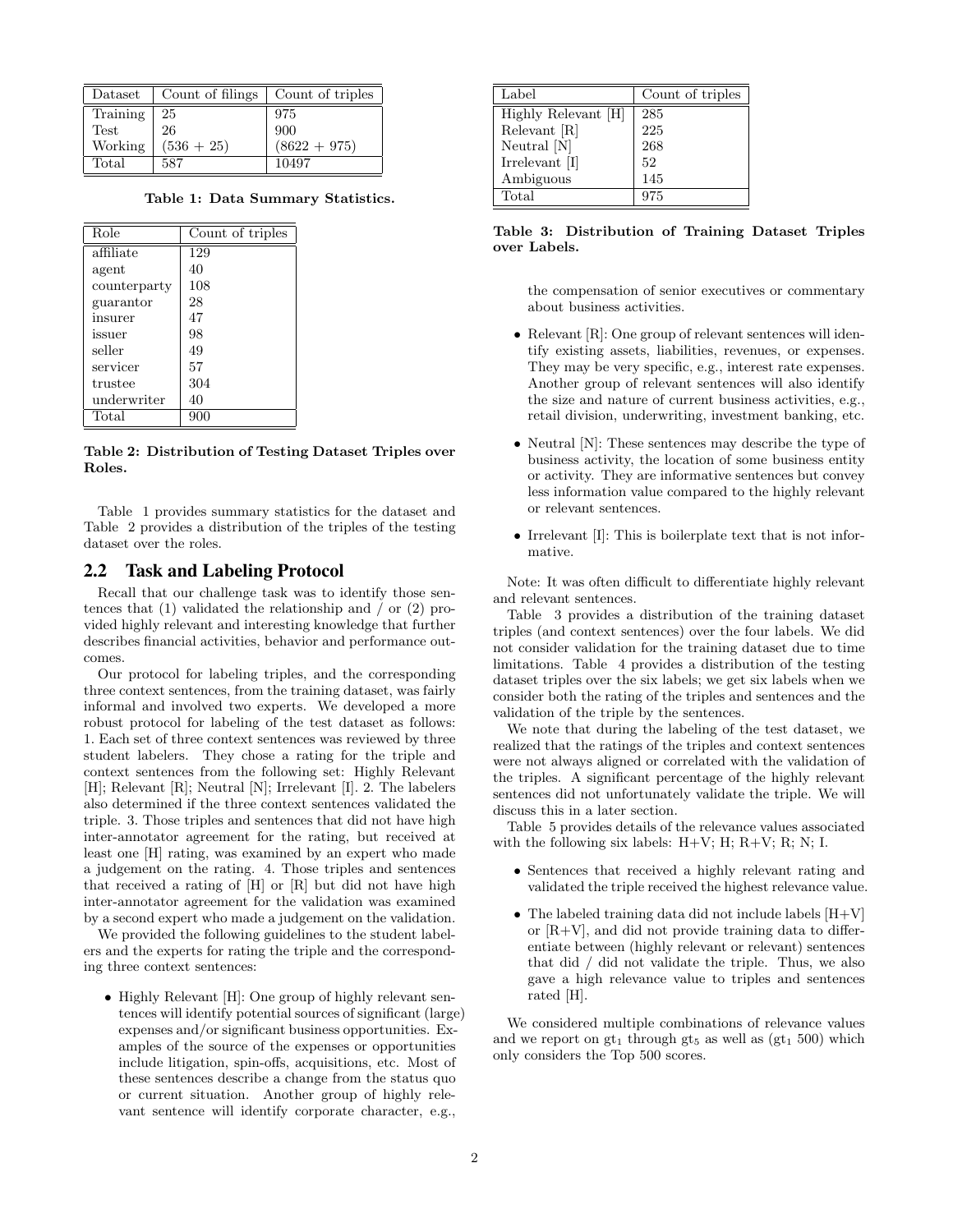| Dataset | Count of filings | Count of triples |
|---|---|---|
| Training | 25 | 975 |
| Test | 26 | 900 |
| Working | (536 + 25) | (8622 + 975) |
| Total | 587 | 10497 |

**Table 1: Data Summary Statistics.**

| Role | Count of triples |
|---|---|
| affiliate | 129 |
| agent | 40 |
| counterparty | 108 |
| guarantor | 28 |
| insurer | 47 |
| issuer | 98 |
| seller | 49 |
| servicer | 57 |
| trustee | 304 |
| underwriter | 40 |
| Total | 900 |

**Table 2: Distribution of Testing Dataset Triples over Roles.**

Table 1 provides summary statistics for the dataset and Table 2 provides a distribution of the triples of the testing dataset over the roles.

## 2.2 Task and Labeling Protocol

Recall that our challenge task was to identify those sentences that (1) validated the relationship and / or (2) provided highly relevant and interesting knowledge that further describes financial activities, behavior and performance outcomes.

Our protocol for labeling triples, and the corresponding three context sentences, from the training dataset, was fairly informal and involved two experts. We developed a more robust protocol for labeling of the test dataset as follows: 1. Each set of three context sentences was reviewed by three student labelers. They chose a rating for the triple and context sentences from the following set: Highly Relevant [H]; Relevant [R]; Neutral [N]; Irrelevant [I]. 2. The labelers also determined if the three context sentences validated the triple. 3. Those triples and sentences that did not have high inter-annotator agreement for the rating, but received at least one [H] rating, was examined by an expert who made a judgement on the rating. 4. Those triples and sentences that received a rating of [H] or [R] but did not have high inter-annotator agreement for the validation was examined by a second expert who made a judgement on the validation.

We provided the following guidelines to the student labelers and the experts for rating the triple and the corresponding three context sentences:

- Highly Relevant [H]: One group of highly relevant sentences will identify potential sources of significant (large) expenses and/or significant business opportunities. Examples of the source of the expenses or opportunities include litigation, spin-offs, acquisitions, etc. Most of these sentences describe a change from the status quo or current situation. Another group of highly relevant sentence will identify corporate character, e.g., the compensation of senior executives or commentary about business activities.
- Relevant [R]: One group of relevant sentences will identify existing assets, liabilities, revenues, or expenses. They may be very specific, e.g., interest rate expenses. Another group of relevant sentences will also identify the size and nature of current business activities, e.g., retail division, underwriting, investment banking, etc.
- Neutral [N]: These sentences may describe the type of business activity, the location of some business entity or activity. They are informative sentences but convey less information value compared to the highly relevant or relevant sentences.
- Irrelevant [I]: This is boilerplate text that is not informative.

| Label | Count of triples |
|---|---|
| Highly Relevant [H] | 285 |
| Relevant [R] | 225 |
| Neutral [N] | 268 |
| Irrelevant [I] | 52 |
| Ambiguous | 145 |
| Total | 975 |

**Table 3: Distribution of Training Dataset Triples over Labels.**

Note: It was often difficult to differentiate highly relevant and relevant sentences.

Table 3 provides a distribution of the training dataset triples (and context sentences) over the four labels. We did not consider validation for the training dataset due to time limitations. Table 4 provides a distribution of the testing dataset triples over the six labels; we get six labels when we consider both the rating of the triples and sentences and the validation of the triple by the sentences.

We note that during the labeling of the test dataset, we realized that the ratings of the triples and context sentences were not always aligned or correlated with the validation of the triples. A significant percentage of the highly relevant sentences did not unfortunately validate the triple. We will discuss this in a later section.

Table 5 provides details of the relevance values associated with the following six labels: H+V; H; R+V; R; N; I.

- Sentences that received a highly relevant rating and validated the triple received the highest relevance value.
- The labeled training data did not include labels [H+V] or [R+V], and did not provide training data to differentiate between (highly relevant or relevant) sentences that did / did not validate the triple. Thus, we also gave a high relevance value to triples and sentences rated [H].

We considered multiple combinations of relevance values and we report on $gt_1$ through $gt_5$ as well as ($gt_1$ 500) which only considers the Top 500 scores.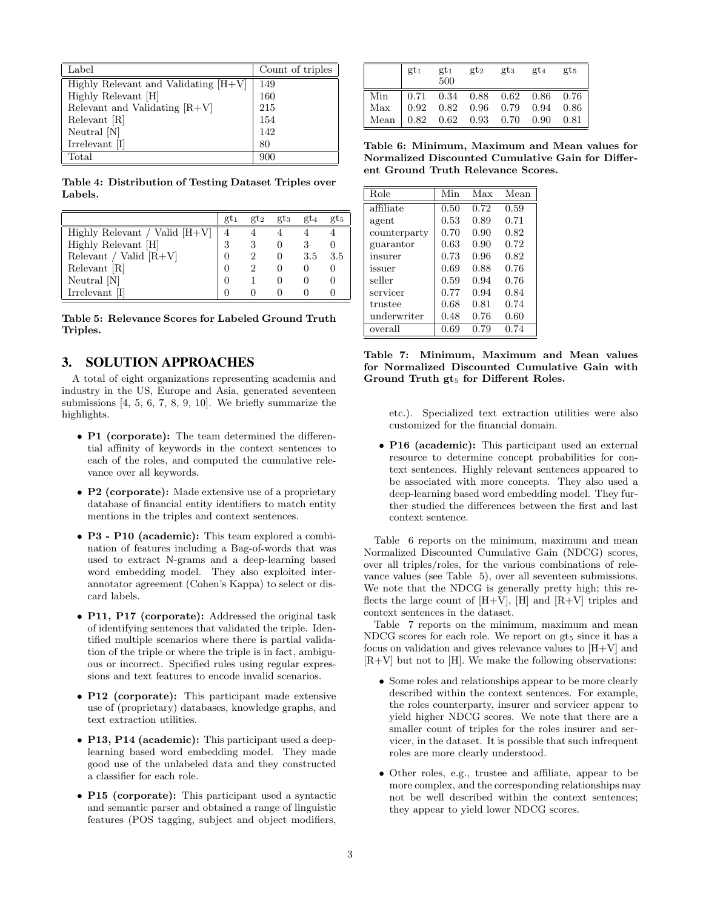| Label | Count of triples |
|---|---|
| Highly Relevant and Validating [H+V] | 149 |
| Highly Relevant [H] | 160 |
| Relevant and Validating [R+V] | 215 |
| Relevant [R] | 154 |
| Neutral [N] | 142 |
| Irrelevant [I] | 80 |
| Total | 900 |

**Table 4: Distribution of Testing Dataset Triples over Labels.**

| | $gt_1$ | $gt_2$ | $gt_3$ | $gt_4$ | $gt_5$ |
|---|---|---|---|---|---|
| Highly Relevant / Valid [H+V] | 4 | 4 | 4 | 4 | 4 |
| Highly Relevant [H] | 3 | 3 | 0 | 3 | 0 |
| Relevant / Valid [R+V] | 0 | 2 | 0 | 3.5 | 3.5 |
| Relevant [R] | 0 | 2 | 0 | 0 | 0 |
| Neutral [N] | 0 | 1 | 0 | 0 | 0 |
| Irrelevant [I] | 0 | 0 | 0 | 0 | 0 |

**Table 5: Relevance Scores for Labeled Ground Truth Triples.**

# 3. SOLUTION APPROACHES

A total of eight organizations representing academia and industry in the US, Europe and Asia, generated seventeen submissions [4, 5, 6, 7, 8, 9, 10]. We briefly summarize the highlights.

- **P1 (corporate):** The team determined the differential affinity of keywords in the context sentences to each of the roles, and computed the cumulative relevance over all keywords.
- **P2 (corporate):** Made extensive use of a proprietary database of financial entity identifiers to match entity mentions in the triples and context sentences.
- **P3 - P10 (academic):** This team explored a combination of features including a Bag-of-words that was used to extract N-grams and a deep-learning based word embedding model. They also exploited inter-annotator agreement (Cohen's Kappa) to select or discard labels.
- **P11, P17 (corporate):** Addressed the original task of identifying sentences that validated the triple. Identified multiple scenarios where there is partial validation of the triple or where the triple is in fact, ambiguous or incorrect. Specified rules using regular expressions and text features to encode invalid scenarios.
- **P12 (corporate):** This participant made extensive use of (proprietary) databases, knowledge graphs, and text extraction utilities.
- **P13, P14 (academic):** This participant used a deep-learning based word embedding model. They made good use of the unlabeled data and they constructed a classifier for each role.
- **P15 (corporate):** This participant used a syntactic and semantic parser and obtained a range of linguistic features (POS tagging, subject and object modifiers, etc.). Specialized text extraction utilities were also customized for the financial domain.
- **P16 (academic):** This participant used an external resource to determine concept probabilities for context sentences. Highly relevant sentences appeared to be associated with more concepts. They also used a deep-learning based word embedding model. They further studied the differences between the first and last context sentence.

| | $gt_1$ | $gt_1$ 500 | $gt_2$ | $gt_3$ | $gt_4$ | $gt_5$ |
|---|---|---|---|---|---|---|
| Min | 0.71 | 0.34 | 0.88 | 0.62 | 0.86 | 0.76 |
| Max | 0.92 | 0.82 | 0.96 | 0.79 | 0.94 | 0.86 |
| Mean | 0.82 | 0.62 | 0.93 | 0.70 | 0.90 | 0.81 |

**Table 6: Minimum, Maximum and Mean values for Normalized Discounted Cumulative Gain for Different Ground Truth Relevance Scores.**

| Role | Min | Max | Mean |
|---|---|---|---|
| affiliate | 0.50 | 0.72 | 0.59 |
| agent | 0.53 | 0.89 | 0.71 |
| counterparty | 0.70 | 0.90 | 0.82 |
| guarantor | 0.63 | 0.90 | 0.72 |
| insurer | 0.73 | 0.96 | 0.82 |
| issuer | 0.69 | 0.88 | 0.76 |
| seller | 0.59 | 0.94 | 0.76 |
| servicer | 0.77 | 0.94 | 0.84 |
| trustee | 0.68 | 0.81 | 0.74 |
| underwriter | 0.48 | 0.76 | 0.60 |
| overall | 0.69 | 0.79 | 0.74 |

**Table 7: Minimum, Maximum and Mean values for Normalized Discounted Cumulative Gain with Ground Truth $gt_5$ for Different Roles.**

Table 6 reports on the minimum, maximum and mean Normalized Discounted Cumulative Gain (NDCG) scores, over all triples/roles, for the various combinations of relevance values (see Table 5), over all seventeen submissions. We note that the NDCG is generally pretty high; this reflects the large count of [H+V], [H] and [R+V] triples and context sentences in the dataset.

Table 7 reports on the minimum, maximum and mean NDCG scores for each role. We report on $gt_5$ since it has a focus on validation and gives relevance values to [H+V] and [R+V] but not to [H]. We make the following observations:

- Some roles and relationships appear to be more clearly described within the context sentences. For example, the roles counterparty, insurer and servicer appear to yield higher NDCG scores. We note that there are a smaller count of triples for the roles insurer and servicer, in the dataset. It is possible that such infrequent roles are more clearly understood.
- Other roles, e.g., trustee and affiliate, appear to be more complex, and the corresponding relationships may not be well described within the context sentences; they appear to yield lower NDCG scores.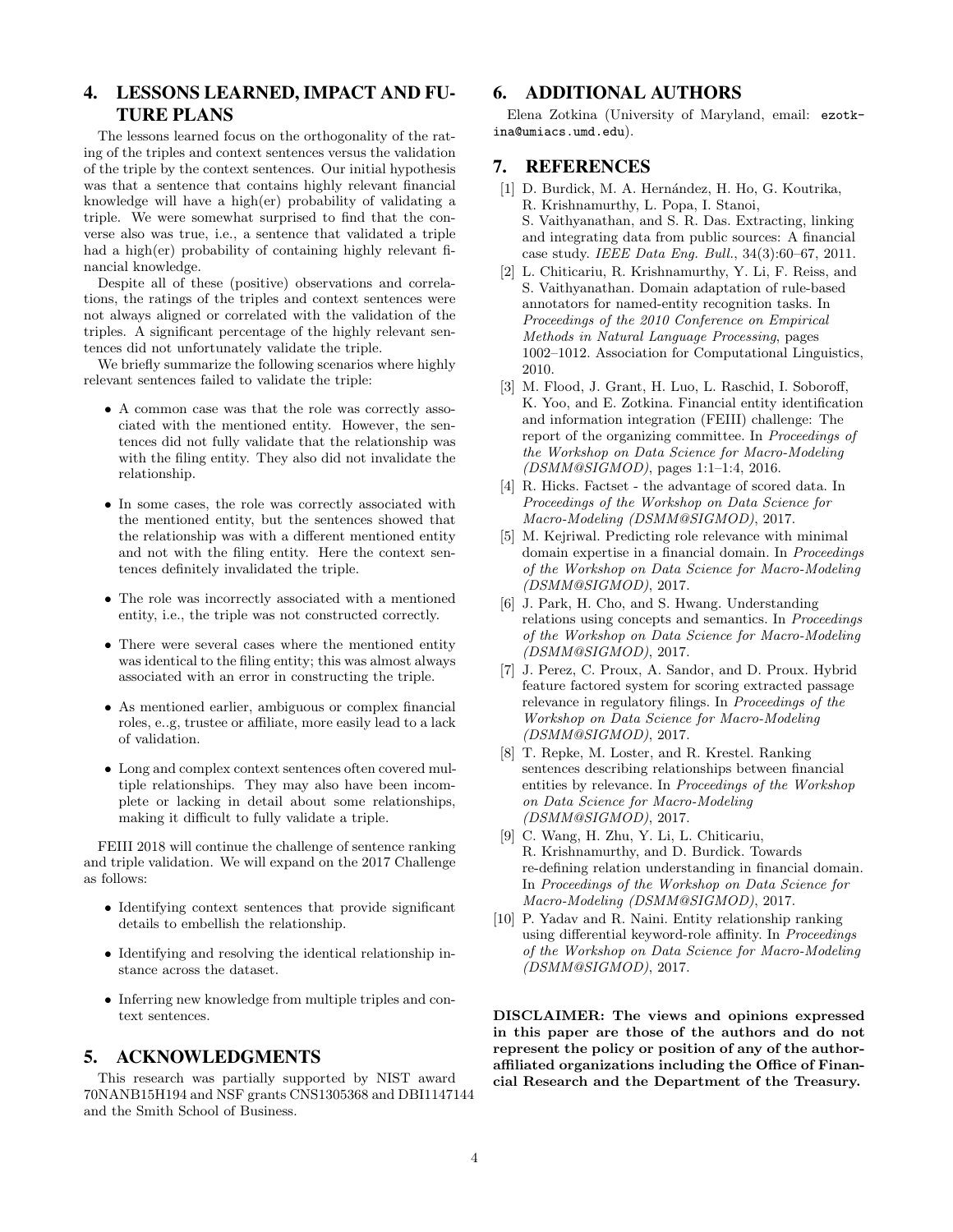## 4. LESSONS LEARNED, IMPACT AND FUTURE PLANS

The lessons learned focus on the orthogonality of the rating of the triples and context sentences versus the validation of the triple by the context sentences. Our initial hypothesis was that a sentence that contains highly relevant financial knowledge will have a high(er) probability of validating a triple. We were somewhat surprised to find that the converse also was true, i.e., a sentence that validated a triple had a high(er) probability of containing highly relevant financial knowledge.

Despite all of these (positive) observations and correlations, the ratings of the triples and context sentences were not always aligned or correlated with the validation of the triples. A significant percentage of the highly relevant sentences did not unfortunately validate the triple.

We briefly summarize the following scenarios where highly relevant sentences failed to validate the triple:

- A common case was that the role was correctly associated with the mentioned entity. However, the sentences did not fully validate that the relationship was with the filing entity. They also did not invalidate the relationship.
- In some cases, the role was correctly associated with the mentioned entity, but the sentences showed that the relationship was with a different mentioned entity and not with the filing entity. Here the context sentences definitely invalidated the triple.
- The role was incorrectly associated with a mentioned entity, i.e., the triple was not constructed correctly.
- There were several cases where the mentioned entity was identical to the filing entity; this was almost always associated with an error in constructing the triple.
- As mentioned earlier, ambiguous or complex financial roles, e..g, trustee or affiliate, more easily lead to a lack of validation.
- Long and complex context sentences often covered multiple relationships. They may also have been incomplete or lacking in detail about some relationships, making it difficult to fully validate a triple.

FEIII 2018 will continue the challenge of sentence ranking and triple validation. We will expand on the 2017 Challenge as follows:

- Identifying context sentences that provide significant details to embellish the relationship.
- Identifying and resolving the identical relationship instance across the dataset.
- Inferring new knowledge from multiple triples and context sentences.

## 5. ACKNOWLEDGMENTS

This research was partially supported by NIST award 70NANB15H194 and NSF grants CNS1305368 and DBI1147144 and the Smith School of Business.

## 6. ADDITIONAL AUTHORS

Elena Zotkina (University of Maryland, email: ezotkina@umiacs.umd.edu).

## 7. REFERENCES

[1] D. Burdick, M. A. Hernández, H. Ho, G. Koutrika, R. Krishnamurthy, L. Popa, I. Stanoi, S. Vaithyanathan, and S. R. Das. Extracting, linking and integrating data from public sources: A financial case study. *IEEE Data Eng. Bull.*, 34(3):60–67, 2011.

[2] L. Chiticariu, R. Krishnamurthy, Y. Li, F. Reiss, and S. Vaithyanathan. Domain adaptation of rule-based annotators for named-entity recognition tasks. In *Proceedings of the 2010 Conference on Empirical Methods in Natural Language Processing*, pages 1002–1012. Association for Computational Linguistics, 2010.

[3] M. Flood, J. Grant, H. Luo, L. Raschid, I. Soboroff, K. Yoo, and E. Zotkina. Financial entity identification and information integration (FEIII) challenge: The report of the organizing committee. In *Proceedings of the Workshop on Data Science for Macro-Modeling (DSMM@SIGMOD)*, pages 1:1–1:4, 2016.

[4] R. Hicks. Factset - the advantage of scored data. In *Proceedings of the Workshop on Data Science for Macro-Modeling (DSMM@SIGMOD)*, 2017.

[5] M. Kejriwal. Predicting role relevance with minimal domain expertise in a financial domain. In *Proceedings of the Workshop on Data Science for Macro-Modeling (DSMM@SIGMOD)*, 2017.

[6] J. Park, H. Cho, and S. Hwang. Understanding relations using concepts and semantics. In *Proceedings of the Workshop on Data Science for Macro-Modeling (DSMM@SIGMOD)*, 2017.

[7] J. Perez, C. Proux, A. Sandor, and D. Proux. Hybrid feature factored system for scoring extracted passage relevance in regulatory filings. In *Proceedings of the Workshop on Data Science for Macro-Modeling (DSMM@SIGMOD)*, 2017.

[8] T. Repke, M. Loster, and R. Krestel. Ranking sentences describing relationships between financial entities by relevance. In *Proceedings of the Workshop on Data Science for Macro-Modeling (DSMM@SIGMOD)*, 2017.

[9] C. Wang, H. Zhu, Y. Li, L. Chiticariu, R. Krishnamurthy, and D. Burdick. Towards re-defining relation understanding in financial domain. In *Proceedings of the Workshop on Data Science for Macro-Modeling (DSMM@SIGMOD)*, 2017.

[10] P. Yadav and R. Naini. Entity relationship ranking using differential keyword-role affinity. In *Proceedings of the Workshop on Data Science for Macro-Modeling (DSMM@SIGMOD)*, 2017.

**DISCLAIMER: The views and opinions expressed in this paper are those of the authors and do not represent the policy or position of any of the author-affiliated organizations including the Office of Financial Research and the Department of the Treasury.**